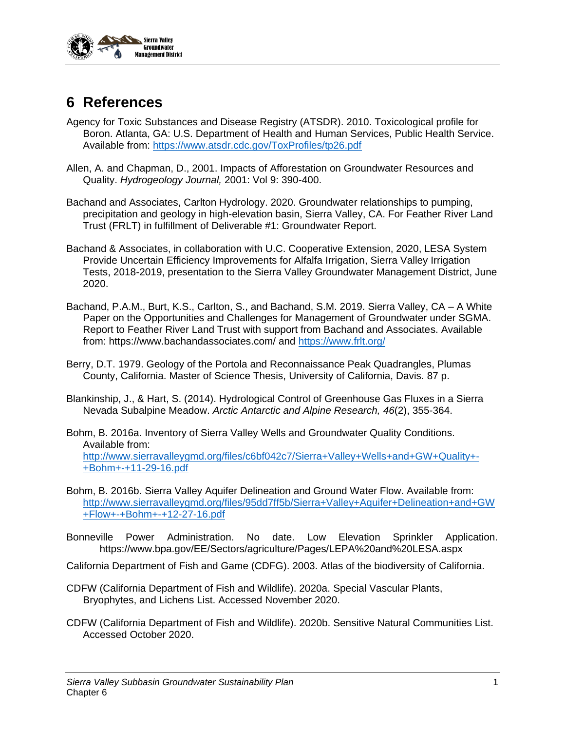# 6 References

Agency for Toxic Substances and Disease Registry (ATSDR). 2010. Toxicological profile for Boron. Atlanta, GA: U.S. Department of Health and Human Services, Public Health Service. Available from: https://www.atsdr.cdc.gov/ToxProfiles/tp26.pdf

Allen, A. and Chapman, D., 2001. Impacts of Afforestation on Groundwater Resources and Quality. *Hydrogeology Journal,* 2001: Vol 9: 390-400.

Bachand and Associates, Carlton Hydrology. 2020. Groundwater relationships to pumping, precipitation and geology in high-elevation basin, Sierra Valley, CA. For Feather River Land Trust (FRLT) in fulfillment of Deliverable #1: Groundwater Report.

Bachand & Associates, in collaboration with U.C. Cooperative Extension, 2020, LESA System Provide Uncertain Efficiency Improvements for Alfalfa Irrigation, Sierra Valley Irrigation Tests, 2018-2019, presentation to the Sierra Valley Groundwater Management District, June 2020.

Bachand, P.A.M., Burt, K.S., Carlton, S., and Bachand, S.M. 2019. Sierra Valley, CA – A White Paper on the Opportunities and Challenges for Management of Groundwater under SGMA. Report to Feather River Land Trust with support from Bachand and Associates. Available from: https://www.bachandassociates.com/ and https://www.frlt.org/

Berry, D.T. 1979. Geology of the Portola and Reconnaissance Peak Quadrangles, Plumas County, California. Master of Science Thesis, University of California, Davis. 87 p.

Blankinship, J., & Hart, S. (2014). Hydrological Control of Greenhouse Gas Fluxes in a Sierra Nevada Subalpine Meadow. *Arctic Antarctic and Alpine Research, 46*(2), 355-364.

Bohm, B. 2016a. Inventory of Sierra Valley Wells and Groundwater Quality Conditions. Available from: http://www.sierravalleygmd.org/files/c6bf042c7/Sierra+Valley+Wells+and+GW+Quality+-+Bohm+-+11-29-16.pdf

Bohm, B. 2016b. Sierra Valley Aquifer Delineation and Ground Water Flow. Available from: http://www.sierravalleygmd.org/files/95dd7ff5b/Sierra+Valley+Aquifer+Delineation+and+GW+Flow+-+Bohm+-+12-27-16.pdf

Bonneville Power Administration. No date. Low Elevation Sprinkler Application. https://www.bpa.gov/EE/Sectors/agriculture/Pages/LEPA%20and%20LESA.aspx

California Department of Fish and Game (CDFG). 2003. Atlas of the biodiversity of California.

CDFW (California Department of Fish and Wildlife). 2020a. Special Vascular Plants, Bryophytes, and Lichens List. Accessed November 2020.

CDFW (California Department of Fish and Wildlife). 2020b. Sensitive Natural Communities List. Accessed October 2020.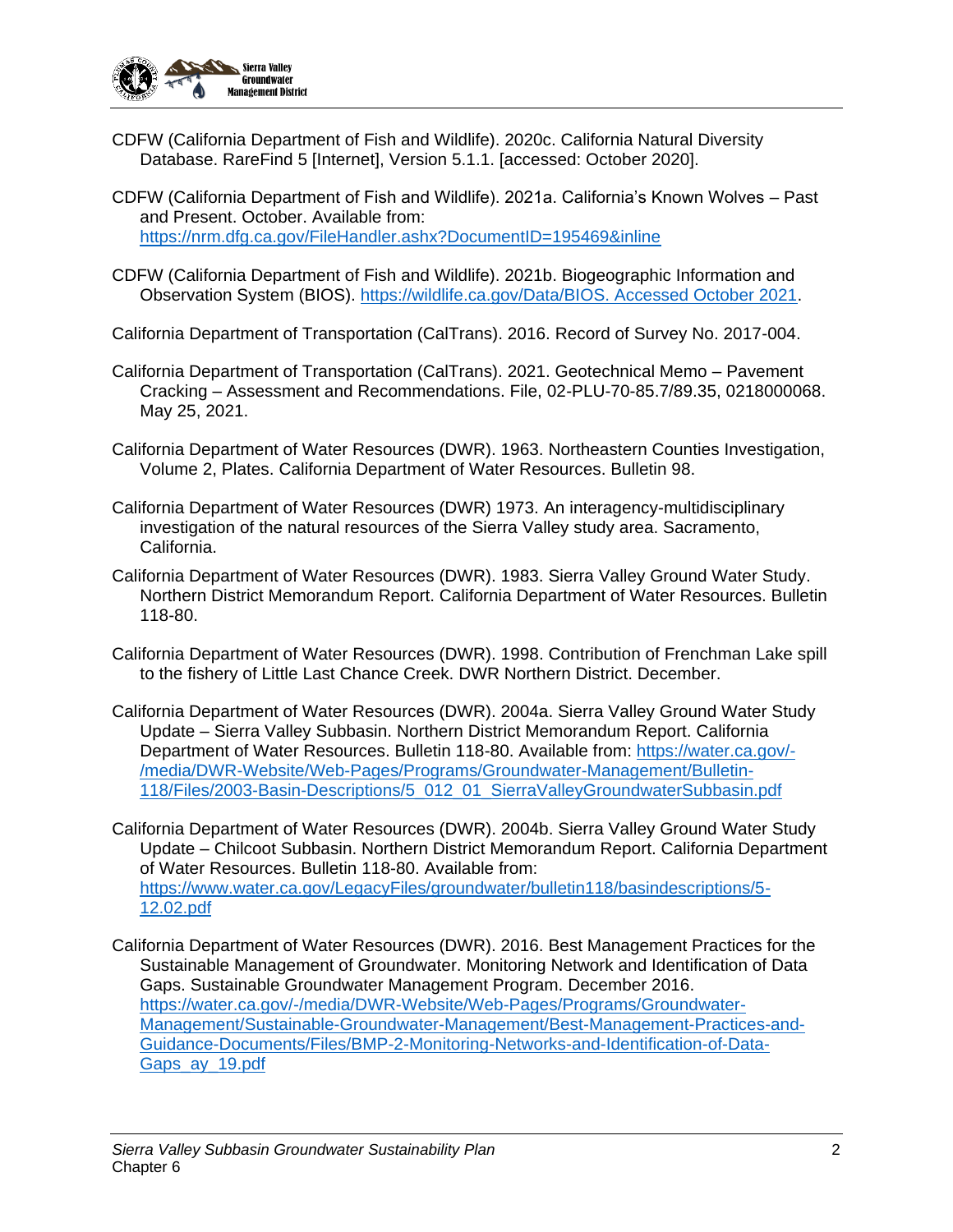CDFW (California Department of Fish and Wildlife). 2020c. California Natural Diversity Database. RareFind 5 [Internet], Version 5.1.1. [accessed: October 2020].

CDFW (California Department of Fish and Wildlife). 2021a. California's Known Wolves – Past and Present. October. Available from: https://nrm.dfg.ca.gov/FileHandler.ashx?DocumentID=195469&inline

CDFW (California Department of Fish and Wildlife). 2021b. Biogeographic Information and Observation System (BIOS). https://wildlife.ca.gov/Data/BIOS. Accessed October 2021.

California Department of Transportation (CalTrans). 2016. Record of Survey No. 2017-004.

California Department of Transportation (CalTrans). 2021. Geotechnical Memo – Pavement Cracking – Assessment and Recommendations. File, 02-PLU-70-85.7/89.35, 0218000068. May 25, 2021.

California Department of Water Resources (DWR). 1963. Northeastern Counties Investigation, Volume 2, Plates. California Department of Water Resources. Bulletin 98.

California Department of Water Resources (DWR) 1973. An interagency-multidisciplinary investigation of the natural resources of the Sierra Valley study area. Sacramento, California.

California Department of Water Resources (DWR). 1983. Sierra Valley Ground Water Study. Northern District Memorandum Report. California Department of Water Resources. Bulletin 118-80.

California Department of Water Resources (DWR). 1998. Contribution of Frenchman Lake spill to the fishery of Little Last Chance Creek. DWR Northern District. December.

California Department of Water Resources (DWR). 2004a. Sierra Valley Ground Water Study Update – Sierra Valley Subbasin. Northern District Memorandum Report. California Department of Water Resources. Bulletin 118-80. Available from: https://water.ca.gov/-/media/DWR-Website/Web-Pages/Programs/Groundwater-Management/Bulletin-118/Files/2003-Basin-Descriptions/5_012_01_SierraValleyGroundwaterSubbasin.pdf

California Department of Water Resources (DWR). 2004b. Sierra Valley Ground Water Study Update – Chilcoot Subbasin. Northern District Memorandum Report. California Department of Water Resources. Bulletin 118-80. Available from: https://www.water.ca.gov/LegacyFiles/groundwater/bulletin118/basindescriptions/5-12.02.pdf

California Department of Water Resources (DWR). 2016. Best Management Practices for the Sustainable Management of Groundwater. Monitoring Network and Identification of Data Gaps. Sustainable Groundwater Management Program. December 2016. https://water.ca.gov/-/media/DWR-Website/Web-Pages/Programs/Groundwater-Management/Sustainable-Groundwater-Management/Best-Management-Practices-and-Guidance-Documents/Files/BMP-2-Monitoring-Networks-and-Identification-of-Data-Gaps_ay_19.pdf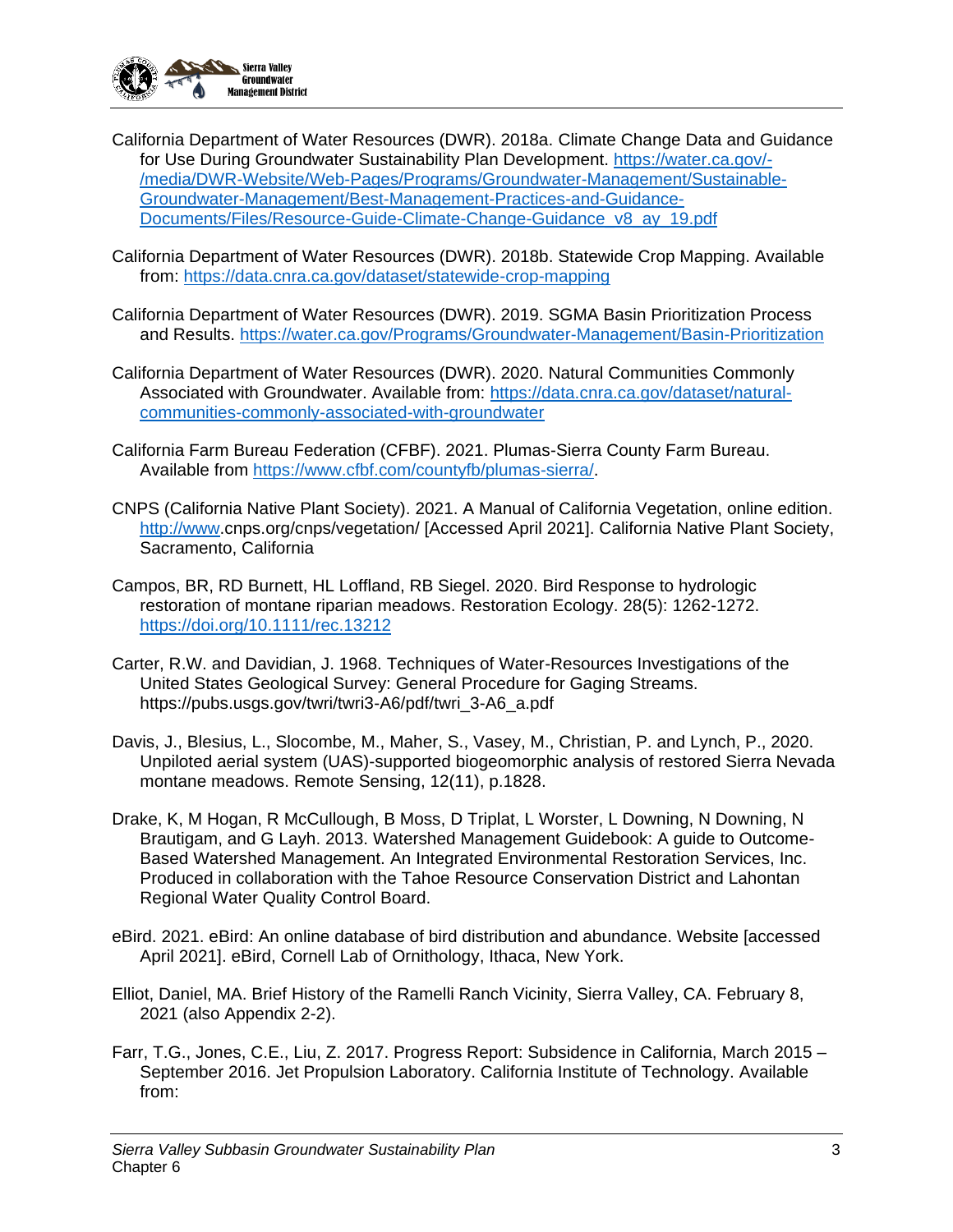California Department of Water Resources (DWR). 2018a. Climate Change Data and Guidance for Use During Groundwater Sustainability Plan Development. https://water.ca.gov/-/media/DWR-Website/Web-Pages/Programs/Groundwater-Management/Sustainable-Groundwater-Management/Best-Management-Practices-and-Guidance-Documents/Files/Resource-Guide-Climate-Change-Guidance_v8_ay_19.pdf

California Department of Water Resources (DWR). 2018b. Statewide Crop Mapping. Available from: https://data.cnra.ca.gov/dataset/statewide-crop-mapping

California Department of Water Resources (DWR). 2019. SGMA Basin Prioritization Process and Results. https://water.ca.gov/Programs/Groundwater-Management/Basin-Prioritization

California Department of Water Resources (DWR). 2020. Natural Communities Commonly Associated with Groundwater. Available from: https://data.cnra.ca.gov/dataset/natural-communities-commonly-associated-with-groundwater

California Farm Bureau Federation (CFBF). 2021. Plumas-Sierra County Farm Bureau. Available from https://www.cfbf.com/countyfb/plumas-sierra/.

CNPS (California Native Plant Society). 2021. A Manual of California Vegetation, online edition. http://www.cnps.org/cnps/vegetation/ [Accessed April 2021]. California Native Plant Society, Sacramento, California

Campos, BR, RD Burnett, HL Loffland, RB Siegel. 2020. Bird Response to hydrologic restoration of montane riparian meadows. Restoration Ecology. 28(5): 1262-1272. https://doi.org/10.1111/rec.13212

Carter, R.W. and Davidian, J. 1968. Techniques of Water-Resources Investigations of the United States Geological Survey: General Procedure for Gaging Streams. https://pubs.usgs.gov/twri/twri3-A6/pdf/twri_3-A6_a.pdf

Davis, J., Blesius, L., Slocombe, M., Maher, S., Vasey, M., Christian, P. and Lynch, P., 2020. Unpiloted aerial system (UAS)-supported biogeomorphic analysis of restored Sierra Nevada montane meadows. Remote Sensing, 12(11), p.1828.

Drake, K, M Hogan, R McCullough, B Moss, D Triplat, L Worster, L Downing, N Downing, N Brautigam, and G Layh. 2013. Watershed Management Guidebook: A guide to Outcome-Based Watershed Management. An Integrated Environmental Restoration Services, Inc. Produced in collaboration with the Tahoe Resource Conservation District and Lahontan Regional Water Quality Control Board.

eBird. 2021. eBird: An online database of bird distribution and abundance. Website [accessed April 2021]. eBird, Cornell Lab of Ornithology, Ithaca, New York.

Elliot, Daniel, MA. Brief History of the Ramelli Ranch Vicinity, Sierra Valley, CA. February 8, 2021 (also Appendix 2-2).

Farr, T.G., Jones, C.E., Liu, Z. 2017. Progress Report: Subsidence in California, March 2015 – September 2016. Jet Propulsion Laboratory. California Institute of Technology. Available from: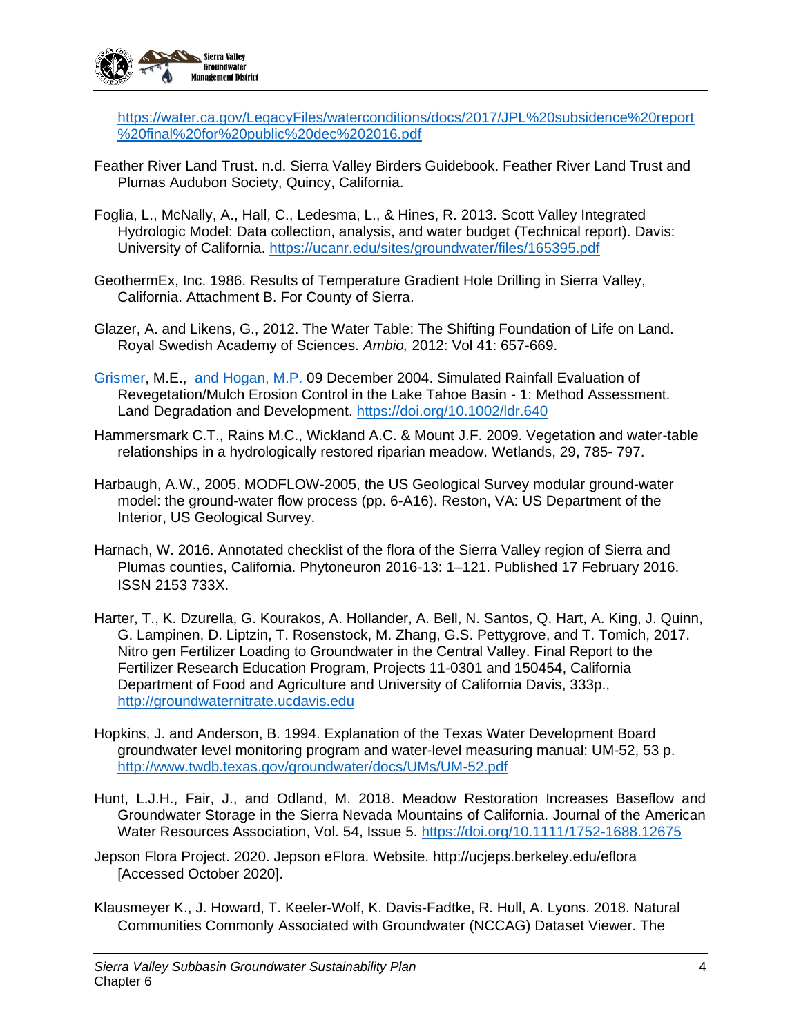https://water.ca.gov/LegacyFiles/waterconditions/docs/2017/JPL%20subsidence%20report%20final%20for%20public%20dec%202016.pdf

Feather River Land Trust. n.d. Sierra Valley Birders Guidebook. Feather River Land Trust and Plumas Audubon Society, Quincy, California.

Foglia, L., McNally, A., Hall, C., Ledesma, L., & Hines, R. 2013. Scott Valley Integrated Hydrologic Model: Data collection, analysis, and water budget (Technical report). Davis: University of California. https://ucanr.edu/sites/groundwater/files/165395.pdf

GeothermEx, Inc. 1986. Results of Temperature Gradient Hole Drilling in Sierra Valley, California. Attachment B. For County of Sierra.

Glazer, A. and Likens, G., 2012. The Water Table: The Shifting Foundation of Life on Land. Royal Swedish Academy of Sciences. *Ambio,* 2012: Vol 41: 657-669.

Grismer, M.E., and Hogan, M.P. 09 December 2004. Simulated Rainfall Evaluation of Revegetation/Mulch Erosion Control in the Lake Tahoe Basin - 1: Method Assessment. Land Degradation and Development. https://doi.org/10.1002/ldr.640

Hammersmark C.T., Rains M.C., Wickland A.C. & Mount J.F. 2009. Vegetation and water-table relationships in a hydrologically restored riparian meadow. Wetlands, 29, 785- 797.

Harbaugh, A.W., 2005. MODFLOW-2005, the US Geological Survey modular ground-water model: the ground-water flow process (pp. 6-A16). Reston, VA: US Department of the Interior, US Geological Survey.

Harnach, W. 2016. Annotated checklist of the flora of the Sierra Valley region of Sierra and Plumas counties, California. Phytoneuron 2016-13: 1–121. Published 17 February 2016. ISSN 2153 733X.

Harter, T., K. Dzurella, G. Kourakos, A. Hollander, A. Bell, N. Santos, Q. Hart, A. King, J. Quinn, G. Lampinen, D. Liptzin, T. Rosenstock, M. Zhang, G.S. Pettygrove, and T. Tomich, 2017. Nitro gen Fertilizer Loading to Groundwater in the Central Valley. Final Report to the Fertilizer Research Education Program, Projects 11-0301 and 150454, California Department of Food and Agriculture and University of California Davis, 333p., http://groundwaternitrate.ucdavis.edu

Hopkins, J. and Anderson, B. 1994. Explanation of the Texas Water Development Board groundwater level monitoring program and water-level measuring manual: UM-52, 53 p. http://www.twdb.texas.gov/groundwater/docs/UMs/UM-52.pdf

Hunt, L.J.H., Fair, J., and Odland, M. 2018. Meadow Restoration Increases Baseflow and Groundwater Storage in the Sierra Nevada Mountains of California. Journal of the American Water Resources Association, Vol. 54, Issue 5. https://doi.org/10.1111/1752-1688.12675

Jepson Flora Project. 2020. Jepson eFlora. Website. http://ucjeps.berkeley.edu/eflora [Accessed October 2020].

Klausmeyer K., J. Howard, T. Keeler-Wolf, K. Davis-Fadtke, R. Hull, A. Lyons. 2018. Natural Communities Commonly Associated with Groundwater (NCCAG) Dataset Viewer. The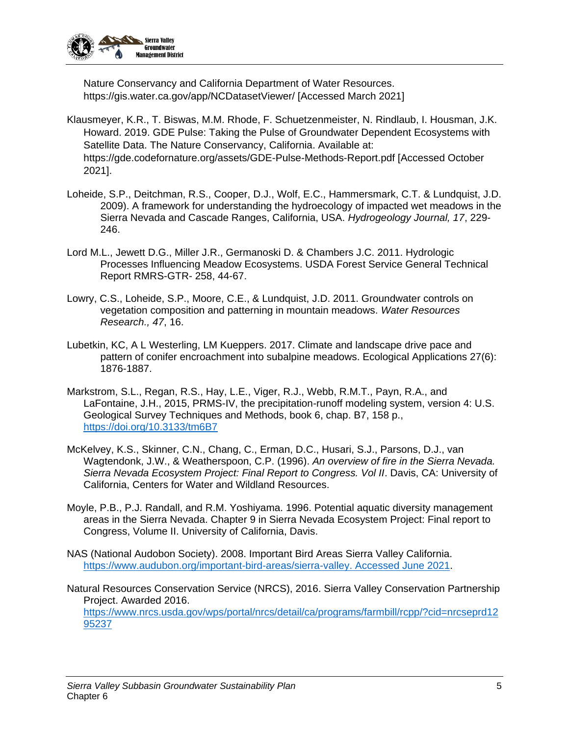Nature Conservancy and California Department of Water Resources. https://gis.water.ca.gov/app/NCDatasetViewer/ [Accessed March 2021]

Klausmeyer, K.R., T. Biswas, M.M. Rhode, F. Schuetzenmeister, N. Rindlaub, I. Housman, J.K. Howard. 2019. GDE Pulse: Taking the Pulse of Groundwater Dependent Ecosystems with Satellite Data. The Nature Conservancy, California. Available at: https://gde.codefornature.org/assets/GDE-Pulse-Methods-Report.pdf [Accessed October 2021].

Loheide, S.P., Deitchman, R.S., Cooper, D.J., Wolf, E.C., Hammersmark, C.T. & Lundquist, J.D. 2009). A framework for understanding the hydroecology of impacted wet meadows in the Sierra Nevada and Cascade Ranges, California, USA. *Hydrogeology Journal, 17*, 229-246.

Lord M.L., Jewett D.G., Miller J.R., Germanoski D. & Chambers J.C. 2011. Hydrologic Processes Influencing Meadow Ecosystems. USDA Forest Service General Technical Report RMRS-GTR- 258, 44-67.

Lowry, C.S., Loheide, S.P., Moore, C.E., & Lundquist, J.D. 2011. Groundwater controls on vegetation composition and patterning in mountain meadows. *Water Resources Research., 47*, 16.

Lubetkin, KC, A L Westerling, LM Kueppers. 2017. Climate and landscape drive pace and pattern of conifer encroachment into subalpine meadows. Ecological Applications 27(6): 1876-1887.

Markstrom, S.L., Regan, R.S., Hay, L.E., Viger, R.J., Webb, R.M.T., Payn, R.A., and LaFontaine, J.H., 2015, PRMS-IV, the precipitation-runoff modeling system, version 4: U.S. Geological Survey Techniques and Methods, book 6, chap. B7, 158 p., https://doi.org/10.3133/tm6B7

McKelvey, K.S., Skinner, C.N., Chang, C., Erman, D.C., Husari, S.J., Parsons, D.J., van Wagtendonk, J.W., & Weatherspoon, C.P. (1996). *An overview of fire in the Sierra Nevada. Sierra Nevada Ecosystem Project: Final Report to Congress. Vol II*. Davis, CA: University of California, Centers for Water and Wildland Resources.

Moyle, P.B., P.J. Randall, and R.M. Yoshiyama. 1996. Potential aquatic diversity management areas in the Sierra Nevada. Chapter 9 in Sierra Nevada Ecosystem Project: Final report to Congress, Volume II. University of California, Davis.

NAS (National Audobon Society). 2008. Important Bird Areas Sierra Valley California. https://www.audubon.org/important-bird-areas/sierra-valley. Accessed June 2021.

Natural Resources Conservation Service (NRCS), 2016. Sierra Valley Conservation Partnership Project. Awarded 2016. https://www.nrcs.usda.gov/wps/portal/nrcs/detail/ca/programs/farmbill/rcpp/?cid=nrcseprd1295237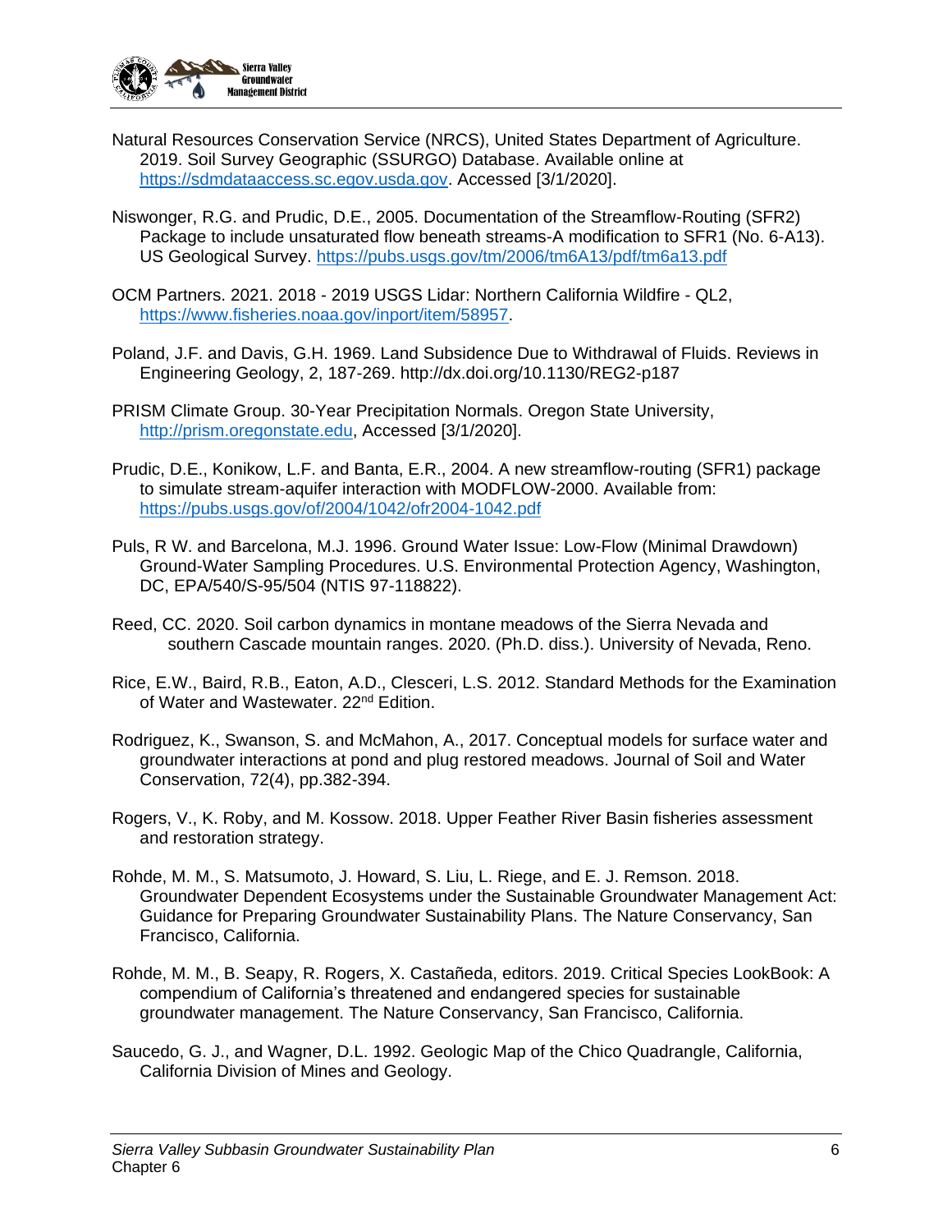Natural Resources Conservation Service (NRCS), United States Department of Agriculture. 2019. Soil Survey Geographic (SSURGO) Database. Available online at https://sdmdataaccess.sc.egov.usda.gov. Accessed [3/1/2020].

Niswonger, R.G. and Prudic, D.E., 2005. Documentation of the Streamflow-Routing (SFR2) Package to include unsaturated flow beneath streams-A modification to SFR1 (No. 6-A13). US Geological Survey. https://pubs.usgs.gov/tm/2006/tm6A13/pdf/tm6a13.pdf

OCM Partners. 2021. 2018 - 2019 USGS Lidar: Northern California Wildfire - QL2, https://www.fisheries.noaa.gov/inport/item/58957.

Poland, J.F. and Davis, G.H. 1969. Land Subsidence Due to Withdrawal of Fluids. Reviews in Engineering Geology, 2, 187-269. http://dx.doi.org/10.1130/REG2-p187

PRISM Climate Group. 30-Year Precipitation Normals. Oregon State University, http://prism.oregonstate.edu, Accessed [3/1/2020].

Prudic, D.E., Konikow, L.F. and Banta, E.R., 2004. A new streamflow-routing (SFR1) package to simulate stream-aquifer interaction with MODFLOW-2000. Available from: https://pubs.usgs.gov/of/2004/1042/ofr2004-1042.pdf

Puls, R W. and Barcelona, M.J. 1996. Ground Water Issue: Low-Flow (Minimal Drawdown) Ground-Water Sampling Procedures. U.S. Environmental Protection Agency, Washington, DC, EPA/540/S-95/504 (NTIS 97-118822).

Reed, CC. 2020. Soil carbon dynamics in montane meadows of the Sierra Nevada and southern Cascade mountain ranges. 2020. (Ph.D. diss.). University of Nevada, Reno.

Rice, E.W., Baird, R.B., Eaton, A.D., Clesceri, L.S. 2012. Standard Methods for the Examination of Water and Wastewater. 22nd Edition.

Rodriguez, K., Swanson, S. and McMahon, A., 2017. Conceptual models for surface water and groundwater interactions at pond and plug restored meadows. Journal of Soil and Water Conservation, 72(4), pp.382-394.

Rogers, V., K. Roby, and M. Kossow. 2018. Upper Feather River Basin fisheries assessment and restoration strategy.

Rohde, M. M., S. Matsumoto, J. Howard, S. Liu, L. Riege, and E. J. Remson. 2018. Groundwater Dependent Ecosystems under the Sustainable Groundwater Management Act: Guidance for Preparing Groundwater Sustainability Plans. The Nature Conservancy, San Francisco, California.

Rohde, M. M., B. Seapy, R. Rogers, X. Castañeda, editors. 2019. Critical Species LookBook: A compendium of California's threatened and endangered species for sustainable groundwater management. The Nature Conservancy, San Francisco, California.

Saucedo, G. J., and Wagner, D.L. 1992. Geologic Map of the Chico Quadrangle, California, California Division of Mines and Geology.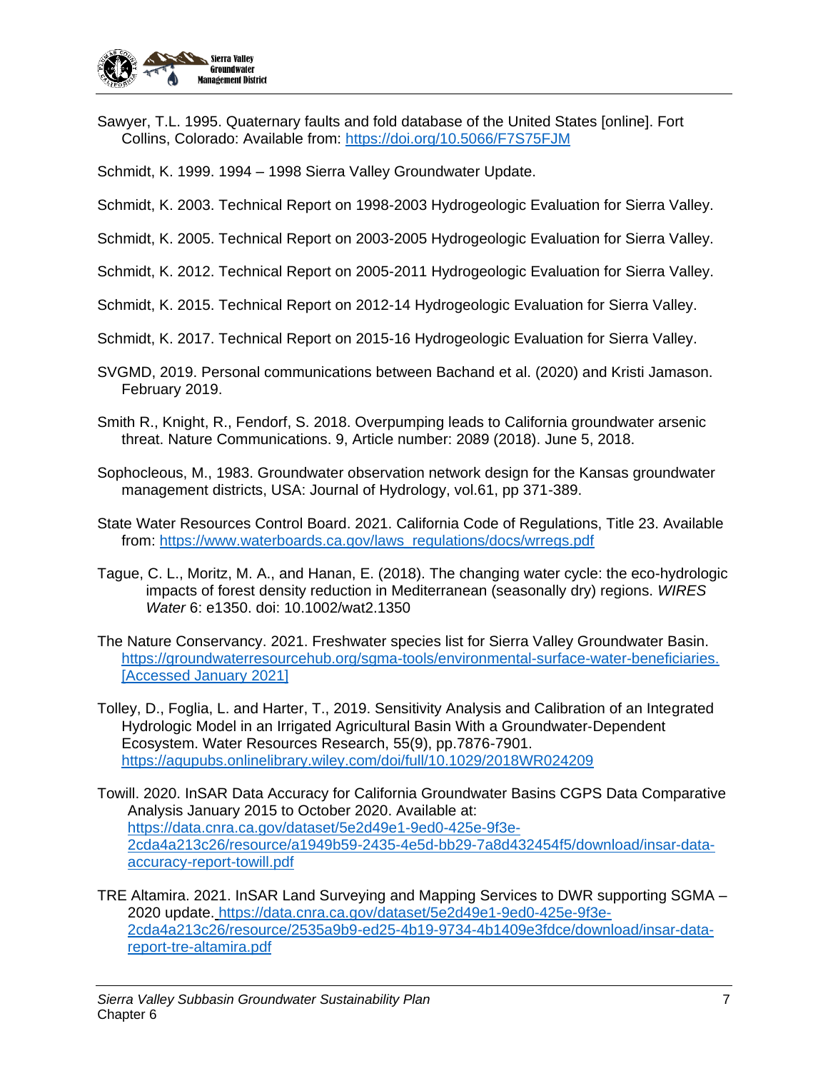Sawyer, T.L. 1995. Quaternary faults and fold database of the United States [online]. Fort Collins, Colorado: Available from: https://doi.org/10.5066/F7S75FJM

Schmidt, K. 1999. 1994 – 1998 Sierra Valley Groundwater Update.

Schmidt, K. 2003. Technical Report on 1998-2003 Hydrogeologic Evaluation for Sierra Valley.

Schmidt, K. 2005. Technical Report on 2003-2005 Hydrogeologic Evaluation for Sierra Valley.

Schmidt, K. 2012. Technical Report on 2005-2011 Hydrogeologic Evaluation for Sierra Valley.

Schmidt, K. 2015. Technical Report on 2012-14 Hydrogeologic Evaluation for Sierra Valley.

Schmidt, K. 2017. Technical Report on 2015-16 Hydrogeologic Evaluation for Sierra Valley.

SVGMD, 2019. Personal communications between Bachand et al. (2020) and Kristi Jamason. February 2019.

Smith R., Knight, R., Fendorf, S. 2018. Overpumping leads to California groundwater arsenic threat. Nature Communications. 9, Article number: 2089 (2018). June 5, 2018.

Sophocleous, M., 1983. Groundwater observation network design for the Kansas groundwater management districts, USA: Journal of Hydrology, vol.61, pp 371-389.

State Water Resources Control Board. 2021. California Code of Regulations, Title 23. Available from: https://www.waterboards.ca.gov/laws_regulations/docs/wrregs.pdf

Tague, C. L., Moritz, M. A., and Hanan, E. (2018). The changing water cycle: the eco-hydrologic impacts of forest density reduction in Mediterranean (seasonally dry) regions. *WIRES Water* 6: e1350. doi: 10.1002/wat2.1350

The Nature Conservancy. 2021. Freshwater species list for Sierra Valley Groundwater Basin. https://groundwaterresourcehub.org/sgma-tools/environmental-surface-water-beneficiaries. [Accessed January 2021]

Tolley, D., Foglia, L. and Harter, T., 2019. Sensitivity Analysis and Calibration of an Integrated Hydrologic Model in an Irrigated Agricultural Basin With a Groundwater-Dependent Ecosystem. Water Resources Research, 55(9), pp.7876-7901. https://agupubs.onlinelibrary.wiley.com/doi/full/10.1029/2018WR024209

Towill. 2020. InSAR Data Accuracy for California Groundwater Basins CGPS Data Comparative Analysis January 2015 to October 2020. Available at: https://data.cnra.ca.gov/dataset/5e2d49e1-9ed0-425e-9f3e-2cda4a213c26/resource/a1949b59-2435-4e5d-bb29-7a8d432454f5/download/insar-data-accuracy-report-towill.pdf

TRE Altamira. 2021. InSAR Land Surveying and Mapping Services to DWR supporting SGMA – 2020 update. https://data.cnra.ca.gov/dataset/5e2d49e1-9ed0-425e-9f3e-2cda4a213c26/resource/2535a9b9-ed25-4b19-9734-4b1409e3fdce/download/insar-data-report-tre-altamira.pdf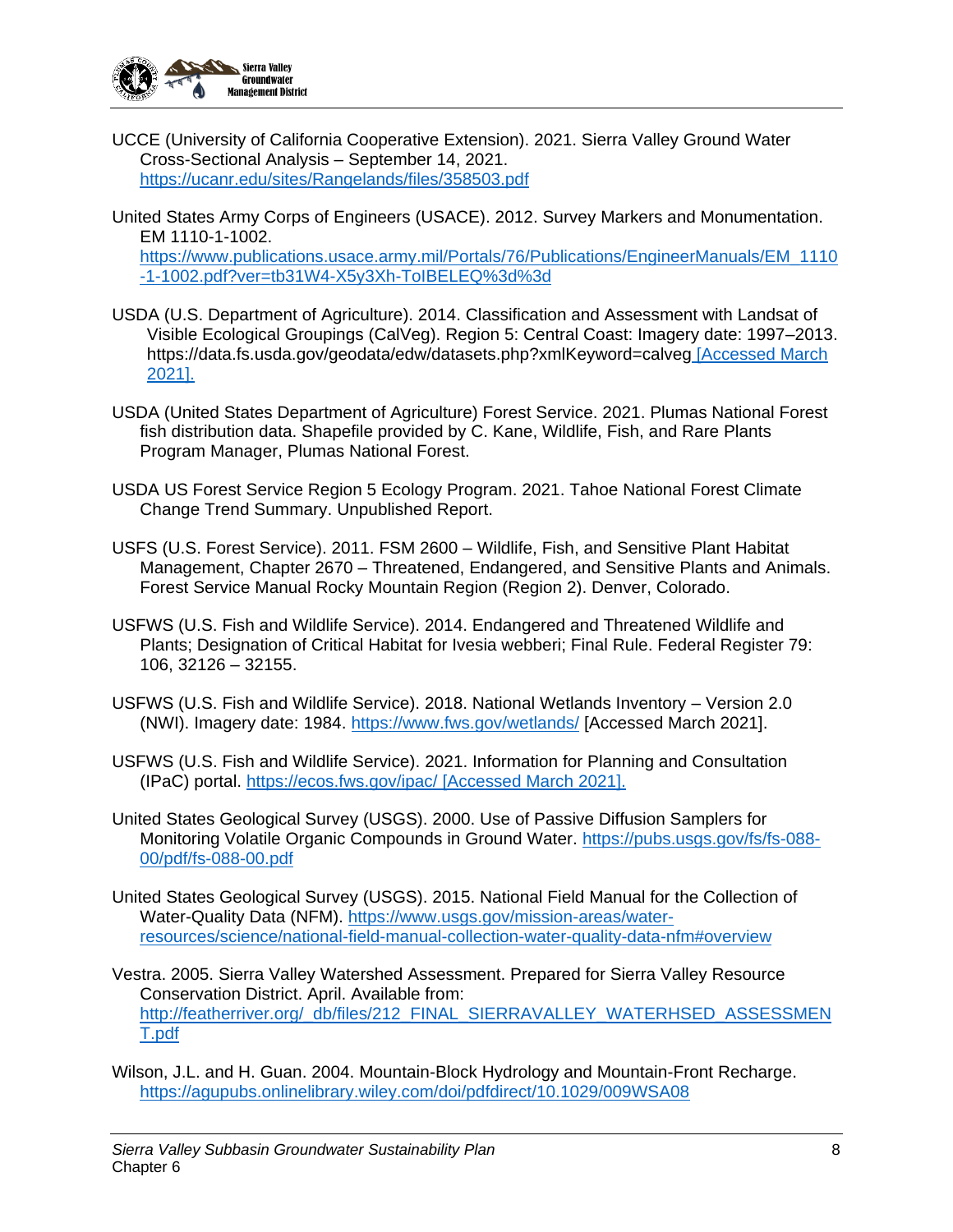UCCE (University of California Cooperative Extension). 2021. Sierra Valley Ground Water Cross-Sectional Analysis – September 14, 2021. https://ucanr.edu/sites/Rangelands/files/358503.pdf

United States Army Corps of Engineers (USACE). 2012. Survey Markers and Monumentation. EM 1110-1-1002. https://www.publications.usace.army.mil/Portals/76/Publications/EngineerManuals/EM_1110-1-1002.pdf?ver=tb31W4-X5y3Xh-ToIBELEQ%3d%3d

USDA (U.S. Department of Agriculture). 2014. Classification and Assessment with Landsat of Visible Ecological Groupings (CalVeg). Region 5: Central Coast: Imagery date: 1997–2013. https://data.fs.usda.gov/geodata/edw/datasets.php?xmlKeyword=calveg [Accessed March 2021].

USDA (United States Department of Agriculture) Forest Service. 2021. Plumas National Forest fish distribution data. Shapefile provided by C. Kane, Wildlife, Fish, and Rare Plants Program Manager, Plumas National Forest.

USDA US Forest Service Region 5 Ecology Program. 2021. Tahoe National Forest Climate Change Trend Summary. Unpublished Report.

USFS (U.S. Forest Service). 2011. FSM 2600 – Wildlife, Fish, and Sensitive Plant Habitat Management, Chapter 2670 – Threatened, Endangered, and Sensitive Plants and Animals. Forest Service Manual Rocky Mountain Region (Region 2). Denver, Colorado.

USFWS (U.S. Fish and Wildlife Service). 2014. Endangered and Threatened Wildlife and Plants; Designation of Critical Habitat for Ivesia webberi; Final Rule. Federal Register 79: 106, 32126 – 32155.

USFWS (U.S. Fish and Wildlife Service). 2018. National Wetlands Inventory – Version 2.0 (NWI). Imagery date: 1984. https://www.fws.gov/wetlands/ [Accessed March 2021].

USFWS (U.S. Fish and Wildlife Service). 2021. Information for Planning and Consultation (IPaC) portal. https://ecos.fws.gov/ipac/ [Accessed March 2021].

United States Geological Survey (USGS). 2000. Use of Passive Diffusion Samplers for Monitoring Volatile Organic Compounds in Ground Water. https://pubs.usgs.gov/fs/fs-088-00/pdf/fs-088-00.pdf

United States Geological Survey (USGS). 2015. National Field Manual for the Collection of Water-Quality Data (NFM). https://www.usgs.gov/mission-areas/water-resources/science/national-field-manual-collection-water-quality-data-nfm#overview

Vestra. 2005. Sierra Valley Watershed Assessment. Prepared for Sierra Valley Resource Conservation District. April. Available from: http://featherriver.org/_db/files/212_FINAL_SIERRAVALLEY_WATERHSED_ASSESSMENT.pdf

Wilson, J.L. and H. Guan. 2004. Mountain-Block Hydrology and Mountain-Front Recharge. https://agupubs.onlinelibrary.wiley.com/doi/pdfdirect/10.1029/009WSA08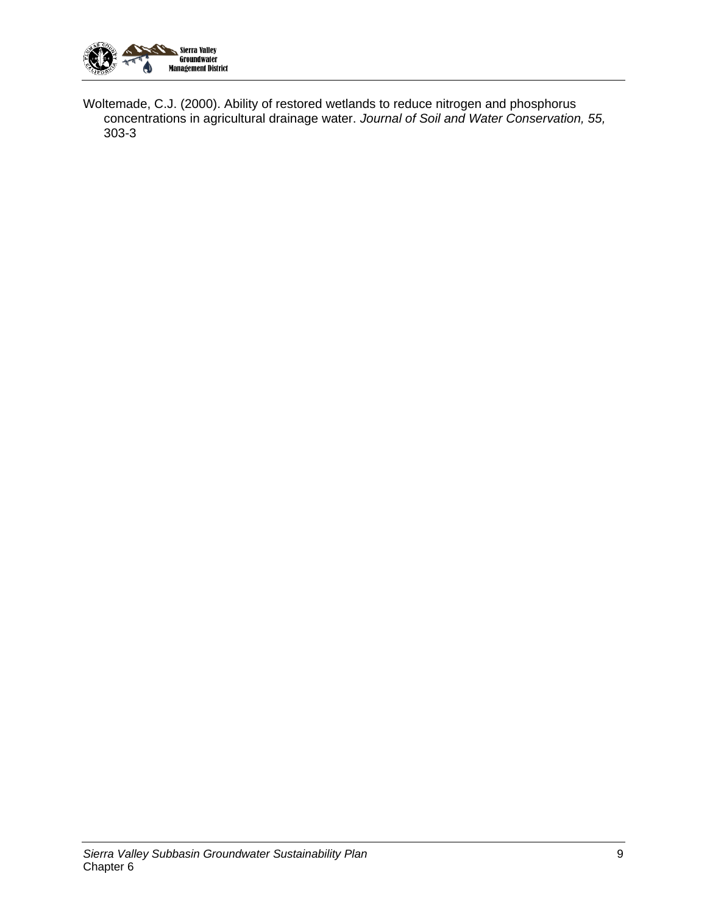Woltemade, C.J. (2000). Ability of restored wetlands to reduce nitrogen and phosphorus concentrations in agricultural drainage water. *Journal of Soil and Water Conservation, 55,* 303-3